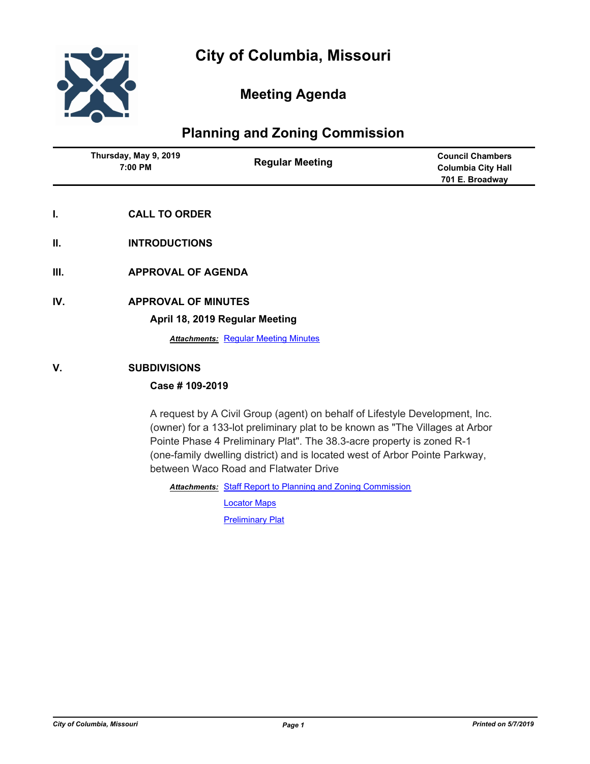# City of Columbia, Missouri

## Meeting Agenda

## Planning and Zoning Commission

| Thursday, May 9, 2019<br>7:00 PM | Regular Meeting | Council Chambers<br>Columbia City Hall<br>701 E. Broadway |
| --- | --- | --- |

**I. CALL TO ORDER**

**II. INTRODUCTIONS**

**III. APPROVAL OF AGENDA**

**IV. APPROVAL OF MINUTES**

**April 18, 2019 Regular Meeting**

***Attachments:*** Regular Meeting Minutes

**V. SUBDIVISIONS**

**Case # 109-2019**

A request by A Civil Group (agent) on behalf of Lifestyle Development, Inc. (owner) for a 133-lot preliminary plat to be known as "The Villages at Arbor Pointe Phase 4 Preliminary Plat". The 38.3-acre property is zoned R-1 (one-family dwelling district) and is located west of Arbor Pointe Parkway, between Waco Road and Flatwater Drive

***Attachments:*** Staff Report to Planning and Zoning Commission

Locator Maps

Preliminary Plat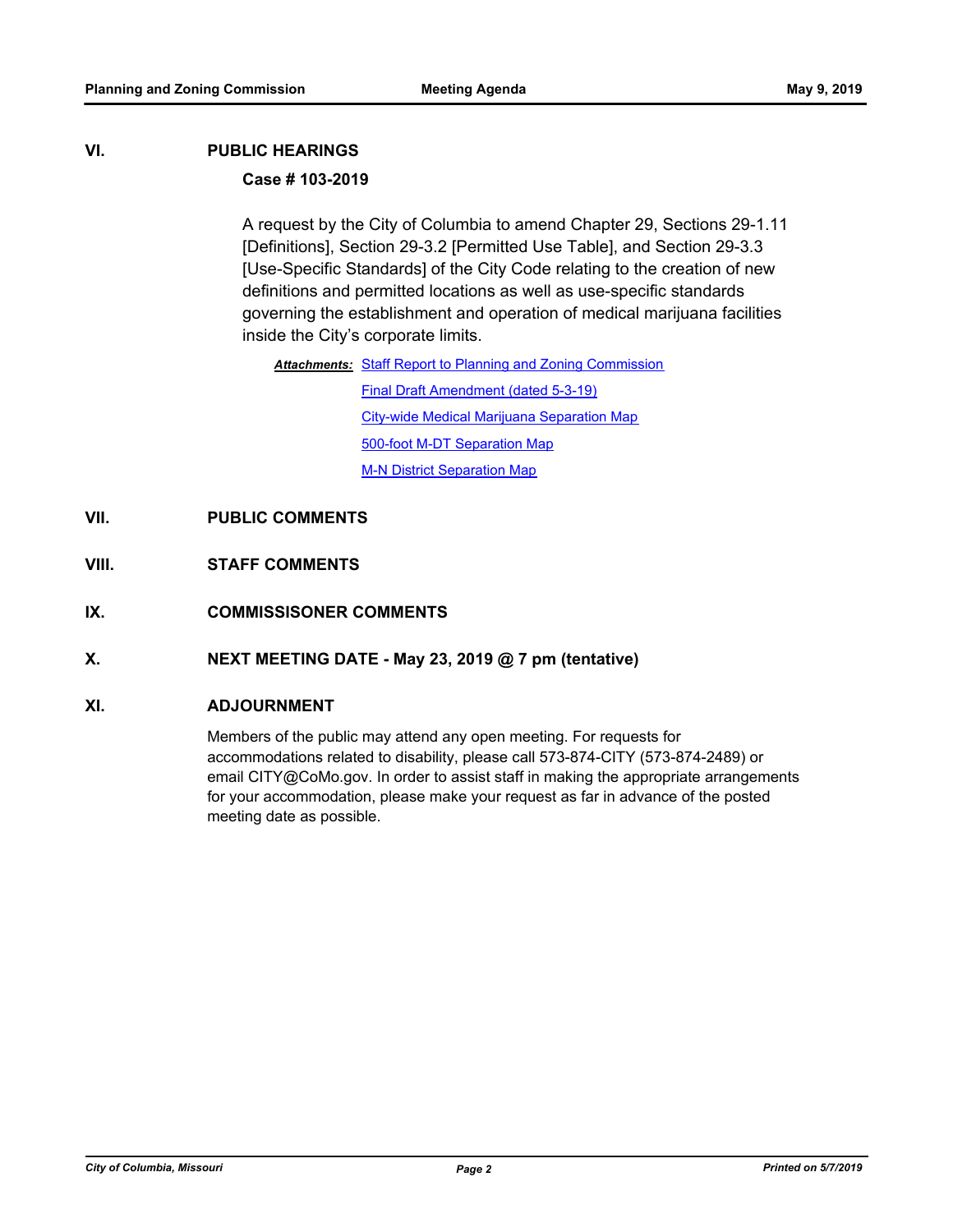## VI. PUBLIC HEARINGS

### Case # 103-2019

A request by the City of Columbia to amend Chapter 29, Sections 29-1.11 [Definitions], Section 29-3.2 [Permitted Use Table], and Section 29-3.3 [Use-Specific Standards] of the City Code relating to the creation of new definitions and permitted locations as well as use-specific standards governing the establishment and operation of medical marijuana facilities inside the City's corporate limits.

***Attachments:*** Staff Report to Planning and Zoning Commission
Final Draft Amendment (dated 5-3-19)
City-wide Medical Marijuana Separation Map
500-foot M-DT Separation Map
M-N District Separation Map

## VII. PUBLIC COMMENTS

## VIII. STAFF COMMENTS

## IX. COMMISSISONER COMMENTS

## X. NEXT MEETING DATE - May 23, 2019 @ 7 pm (tentative)

## XI. ADJOURNMENT

Members of the public may attend any open meeting. For requests for accommodations related to disability, please call 573-874-CITY (573-874-2489) or email CITY@CoMo.gov. In order to assist staff in making the appropriate arrangements for your accommodation, please make your request as far in advance of the posted meeting date as possible.